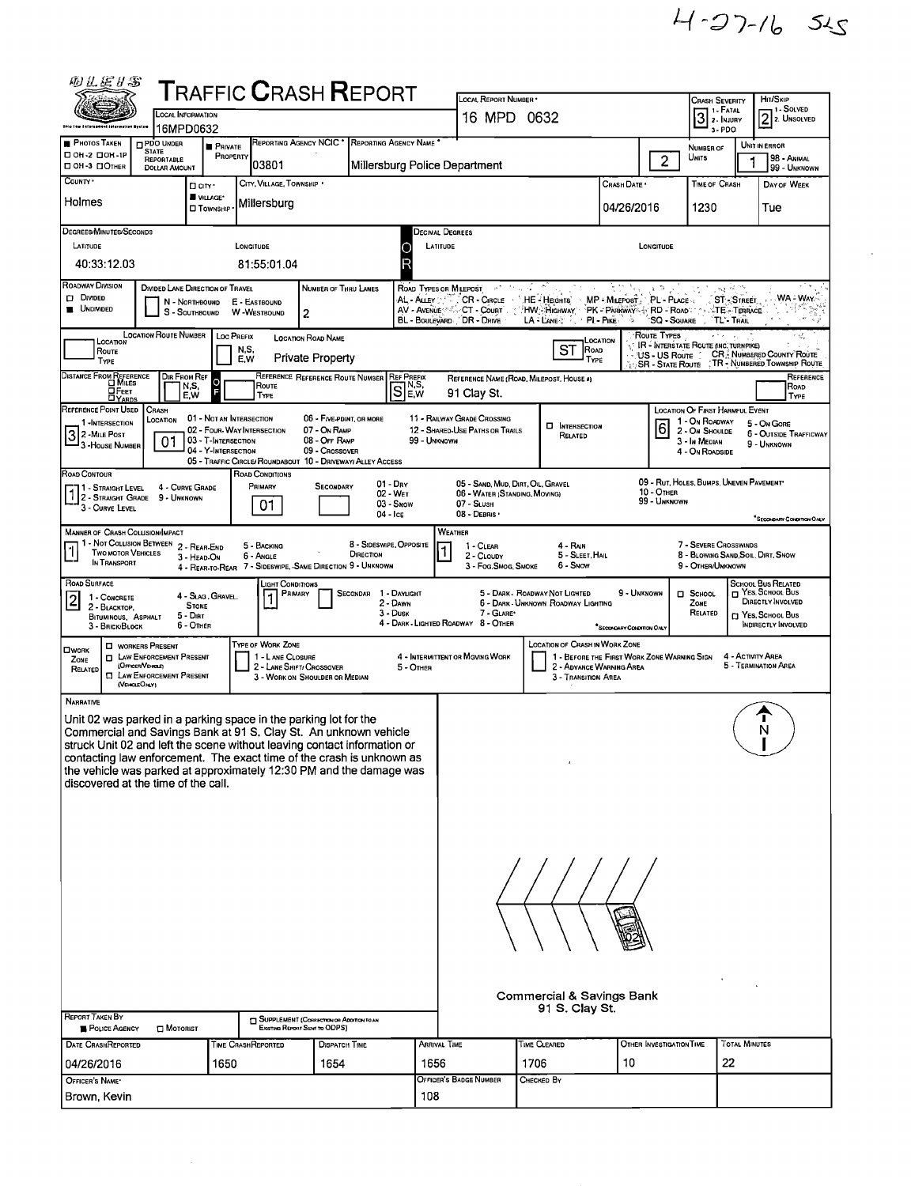4-27-16 SLS

# TRAFFIC CRASH REPORT

**Local Information:** 16MPD0632

**Local Report Number:** 16 MPD 0632

**Crash Severity:** 3 (1 - Fatal, 2 - Injury, 3 - PDO)

**Hit/Skip:** 2 (1 - Solved, 2 - Unsolved)

| Photos Taken | PDO Under State Reportable Dollar Amount | Private Property | Reporting Agency NCIC | Reporting Agency Name | Number of Units | Unit in Error |
|---|---|---|---|---|---|---|
| | | ■ | 03801 | Millersburg Police Department | 2 | 1 (98 - Animal, 99 - Unknown) |

| County | City, Village, Township | Crash Date | Time of Crash | Day of Week |
|---|---|---|---|---|
| Holmes | ■ Village: Millersburg | 04/26/2016 | 1230 | Tue |

**Degrees/Minutes/Seconds**

| Latitude | Longitude |
|---|---|
| 40:33:12.03 | 81:55:01.04 |

**Roadway Division:** ■ Undivided

**Number of Thru Lanes:** 2

**Location Road Name:** Private Property

**Location Road Type:** ST

**Reference Route Number / Ref Prefix:** S

**Reference Name (Road, Milepost, House #):** 91 Clay St.

**Reference Point Used:** 3 (1 - Intersection, 2 - Mile Post, 3 - House Number)

**Crash Location:** 01 - Not an Intersection

**Location of First Harmful Event:** 6 - Outside Trafficway

**Road Contour:** 1 - Straight Level

**Road Conditions (Primary):** 01 - Dry

**Manner of Crash Collision/Impact:** 1 - Not Collision Between Two Motor Vehicles In Transport

**Weather:** 1 - Clear

**Road Surface:** 2 - Blacktop, Bituminous, Asphalt

**Light Conditions (Primary):** 1 - Daylight

## NARRATIVE

Unit 02 was parked in a parking space in the parking lot for the Commercial and Savings Bank at 91 S. Clay St. An unknown vehicle struck Unit 02 and left the scene without leaving contact information or contacting law enforcement. The exact time of the crash is unknown as the vehicle was parked at approximately 12:30 PM and the damage was discovered at the time of the call.

Diagram label: Commercial & Savings Bank 91 S. Clay St. (N arrow; unit 02 shown parked)

**Report Taken By:** ■ Police Agency

| Date Crash Reported | Time Crash Reported | Dispatch Time | Arrival Time | Time Cleared | Other Investigation Time | Total Minutes |
|---|---|---|---|---|---|---|
| 04/26/2016 | 1650 | 1654 | 1656 | 1706 | 10 | 22 |

| Officer's Name | Officer's Badge Number | Checked By |
|---|---|---|
| Brown, Kevin | 108 | |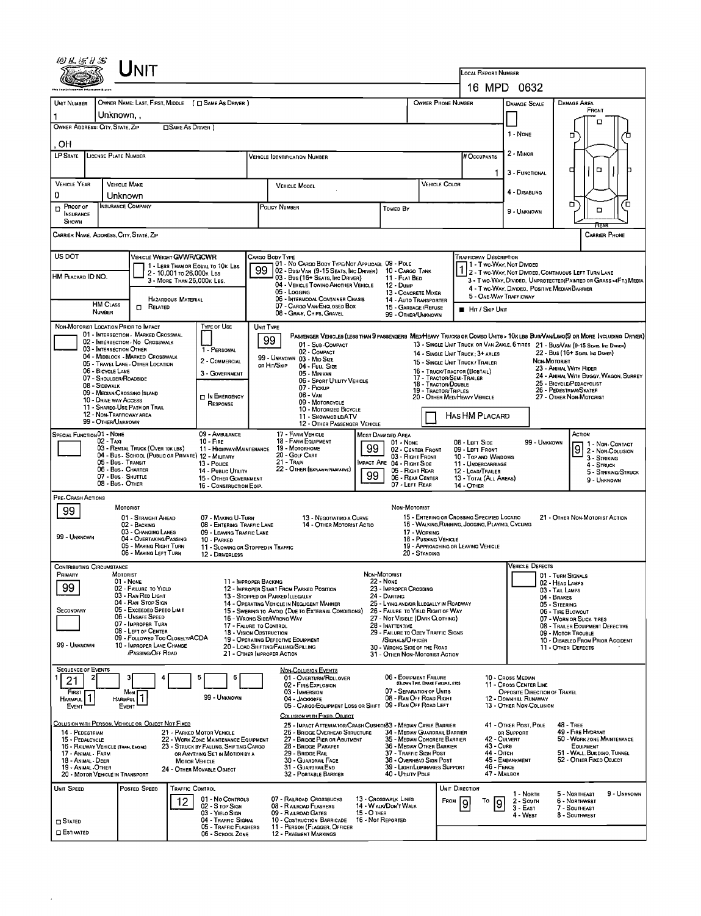# Unit

**Local Report Number:** 16 MPD 0632

| Unit Number | Owner Name: Last, First, Middle (☐ Same as Driver) | Owner Phone Number | Damage Scale | Damage Area |
|---|---|---|---|---|
| 1 | Unknown, , | | | Front |

**Owner Address: City, State, Zip** ☐ Same as Driver )

, OH

Damage Scale: 1 - None; 2 - Minor; 3 - Functional; 4 - Disabling; 9 - Unknown

| LP State | License Plate Number | Vehicle Identification Number | # Occupants |
|---|---|---|---|
| | | | 1 |

| Vehicle Year | Vehicle Make | Vehicle Model | Vehicle Color |
|---|---|---|---|
| 0 | Unknown | | |

| ☐ Proof of Insurance Shown | Insurance Company | Policy Number | Towed By |
|---|---|---|---|
| | | | |

Carrier Name, Address, City, State, Zip — Carrier Phone

**US DOT** — **Vehicle Weight GVWR/GCWR:** 1 - Less Than or Equal to 10k Lbs; 2 - 10,001 to 26,000k Lbs; 3 - More Than 26,000k Lbs.

**HM Placard ID No.** — **HM Class Number** — Hazardous Material ☐ Related

**Cargo Body Type:** 99 — 01 - No Cargo Body Type/Not Applicabl; 02 - Bus/Van (9-15 Seats, Inc Driver); 03 - Bus (16+ Seats, Inc Driver); 04 - Vehicle Towing Another Vehicle; 05 - Logging; 06 - Intermodal Container Chasis; 07 - Cargo Van/Enclosed Box; 08 - Grain, Chips, Gravel; 09 - Pole; 10 - Cargo Tank; 11 - Flat Bed; 12 - Dump; 13 - Concrete Mixer; 14 - Auto Transporter; 15 - Garbage/Refuse; 99 - Other/Unknown

**Trafficway Description:** 1 — 1 - Two-Way, Not Divided; 2 - Two-Way, Not Divided, Continuous Left Turn Lane; 3 - Two-Way, Divided, Unprotected(Painted or Grass >4Ft.) Media; 4 - Two-Way, Divided, Positive Median Barrier; 5 - One-Way Trafficway

■ Hit / Skip Unit

**Non-Motorist Location Prior to Impact:** 01 - Intersection - Marked Crosswal; 02 - Intersection - No Crosswalk; 03 - Intersection Other; 04 - Midblock - Marked Crosswalk; 05 - Travel Lane - Other Location; 06 - Bicycle Lane; 07 - Shoulder/Roadside; 08 - Sidewalk; 09 - Median/Crossing Island; 10 - Drive Way Access; 11 - Shared-Use Path or Trail; 12 - Non-Trafficway Area; 99 - Other/Unknown

**Type of Use:** 1 - Personal; 2 - Commercial; 3 - Government; ☐ In Emergency Response

**Unit Type:** 99 — Passenger Vehicles (less than 9 passengers): 01 - Sub-Compact; 02 - Compact; 99 - Unknown 03 - Mid Size or Hit/Skip; 04 - Full Size; 05 - Minivan; 06 - Sport Utility Vehicle; 07 - Pickup; 08 - Van; 09 - Motorcycle; 10 - Motorized Bicycle; 11 - Snowmobile/ATV; 12 - Other Passenger Vehicle. Med/Heavy Trucks or Combo Units > 10k lbs Bus/Van/Limo (9 or More Including Driver): 13 - Single Unit Truck or Van 2axle, 6 Tires; 14 - Single Unit Truck; 3+ Axles; 15 - Single Unit Truck / Trailer; 16 - Truck/Tractor (Bobtail); 17 - Tractor/Semi-Trailer; 18 - Tractor/Double; 19 - Tractor/Triples; 20 - Other Med/Heavy Vehicle; 21 - Bus/Van (9-15 Seats, Inc Driver); 22 - Bus (16+ Seats, Inc Driver). Non-Motorist: 23 - Animal With Rider; 24 - Animal With Buggy, Wagon, Surrey; 25 - Bicycle/Pedacyclist; 26 - Pedestrian/Skater; 27 - Other Non-Motorist

☐ Has HM Placard

**Special Function:** 01 - None; 02 - Taxi; 03 - Rental Truck (Over 10k lbs); 04 - Bus - School (Public or Private); 05 - Bus - Transit; 06 - Bus - Charter; 07 - Bus - Shuttle; 08 - Bus - Other; 09 - Ambulance; 10 - Fire; 11 - Highway/Maintenance; 12 - Military; 13 - Police; 14 - Public Utility; 15 - Other Government; 16 - Construction Eqip.; 17 - Farm Vehicle; 18 - Farm Equipment; 19 - Motorhome; 20 - Golf Cart; 21 - Train; 22 - Other (Explain in Narrative)

**Most Damaged Area:** 99 — 01 - None; 02 - Center Front; 03 - Right Front; **Impact Are** 99 — 04 - Right Side; 05 - Right Rear; 06 - Rear Center; 07 - Left Rear; 08 - Left Side; 09 - Left Front; 10 - Top and Windows; 11 - Undercarriage; 12 - Load/Trailer; 13 - Total (All Areas); 14 - Other; 99 - Unknown

**Action:** 9 — 1 - Non-Contact; 2 - Non-Collision; 3 - Striking; 4 - Struck; 5 - Striking/Struck; 9 - Unknown

**Pre-Crash Actions:** 99 — Motorist: 01 - Straight Ahead; 02 - Backing; 03 - Changing Lanes; 04 - Overtaking/Passing; 05 - Making Right Turn; 06 - Making Left Turn; 07 - Making U-Turn; 08 - Entering Traffic Lane; 09 - Leaving Traffic Lane; 10 - Parked; 11 - Slowing or Stopped in Traffic; 12 - Driverless; 13 - Negotiating a Curve; 14 - Other Motorist Actio. Non-Motorist: 15 - Entering or Crossing Specified Locatio; 16 - Walking,Running, Jogging, Playing, Cycling; 17 - Working; 18 - Pushing Vehicle; 19 - Approaching or Leaving Vehicle; 20 - Standing; 21 - Other Non-Motorist Action. 99 - Unknown

**Contributing Circumstance:** Primary 99; Secondary (blank); 99 - Unknown. Motorist: 01 - None; 02 - Failure to Yield; 03 - Ran Red Light; 04 - Ran Stop Sign; 05 - Exceeded Speed Limit; 06 - Unsafe Speed; 07 - Improper Turn; 08 - Left of Center; 09 - Followed Too Closely/ACDA; 10 - Improper Lane Change /Passing/Off Road; 11 - Improper Backing; 12 - Improper Start From Parked Position; 13 - Stopped or Parked Illegally; 14 - Operating Vehicle in Negligent Manner; 15 - Swering to Avoid (Due to External Conditions); 16 - Wrong Side/Wrong Way; 17 - Failure to Control; 18 - Vision Obstruction; 19 - Operating Defective Equipment; 20 - Load Shifting/Falling/Spilling; 21 - Other Improper Action. Non-Motorist: 22 - None; 23 - Improper Crossing; 24 - Darting; 25 - Lying and/or Illegally in Roadway; 26 - Failure to Yield Right of Way; 27 - Not Visible (Dark Clothing); 28 - Inattentive; 29 - Failure to Obey Traffic Signs /Signals/Officer; 30 - Wrong Side of the Road; 31 - Other Non-Motorist Action

**Vehicle Defects:** 01 - Turn Signals; 02 - Head Lamps; 03 - Tail Lamps; 04 - Brakes; 05 - Steering; 06 - Tire Blowout; 07 - Worn or Slick Tires; 08 - Trailer Equipment Defective; 09 - Motor Trouble; 10 - Disabled From Prior Accident; 11 - Other Defects

**Sequence of Events:** 1: 21; First Harmful Event: 1; Most Harmful Event: 1; 99 - Unknown

Non-Collision Events: 01 - Overturn/Rollover; 02 - Fire/Explosion; 03 - Immersion; 04 - Jackknife; 05 - Cargo/Equipment Loss or Shift; 06 - Equipment Failure (Blown Tire, Brake Failure, etc); 07 - Separation of Units; 08 - Ran Off Road Right; 09 - Ran Off Road Left; 10 - Cross Median; 11 - Cross Center Line Opposite Direction of Travel; 12 - Downhill Runaway; 13 - Other Non-Collision

Collision with Person, Vehicle or Object Not Fixed: 14 - Pedestrian; 15 - Pedalcycle; 16 - Railway Vehicle (Train, Engine); 17 - Animal - Farm; 18 - Animal - Deer; 19 - Animal - Other; 20 - Motor Vehicle in Transport; 21 - Parked Motor Vehicle; 22 - Work Zone Maintenance Equipment; 23 - Struck by Falling, Shifting Cargo or Anything Set in Motion by a Motor Vehicle; 24 - Other Movable Object

Collision with Fixed, Object: 25 - Impact Attenuator/Crash Cushion; 26 - Bridge Overhead Structure; 27 - Bridge Pier or Abutment; 28 - Bridge Parapet; 29 - Bridge Rail; 30 - Guardrail Face; 31 - Guardrail End; 32 - Portable Barrier; 33 - Median Cable Barrier; 34 - Median Guardrail Barrier; 35 - Median Concrete Barrier; 36 - Median Other Barrier; 37 - Traffic Sign Post; 38 - Overhead Sign Post; 39 - Light/Luminaries Support; 40 - Utility Pole; 41 - Other Post, Pole or Support; 42 - Culvert; 43 - Curb; 44 - Ditch; 45 - Embankment; 46 - Fence; 47 - Mailbox; 48 - Tree; 49 - Fire Hydrant; 50 - Work Zone Maintenance Equipment; 51 - Wall, Building, Tunnel; 52 - Other Fixed Object

| Unit Speed | Posted Speed | Traffic Control | Unit Direction |
|---|---|---|---|
| | | 12 | From 9 To 9 |

☐ Stated ☐ Estimated

Traffic Control: 01 - No Controls; 02 - Stop Sign; 03 - Yield Sign; 04 - Traffic Signal; 05 - Traffic Flashers; 06 - School Zone; 07 - Railroad Crossbucks; 08 - Railroad Flashers; 09 - Railroad Gates; 10 - Costruction Barricade; 11 - Person (Flagger, Officer; 12 - Pavement Markings; 13 - Crosswalk Lines; 14 - Walk/Don't Walk; 15 - Other; 16 - Not Reported

Unit Direction: 1 - North; 2 - South; 3 - East; 4 - West; 5 - Northeast; 6 - Northwest; 7 - Southeast; 8 - Southwest; 9 - Unknown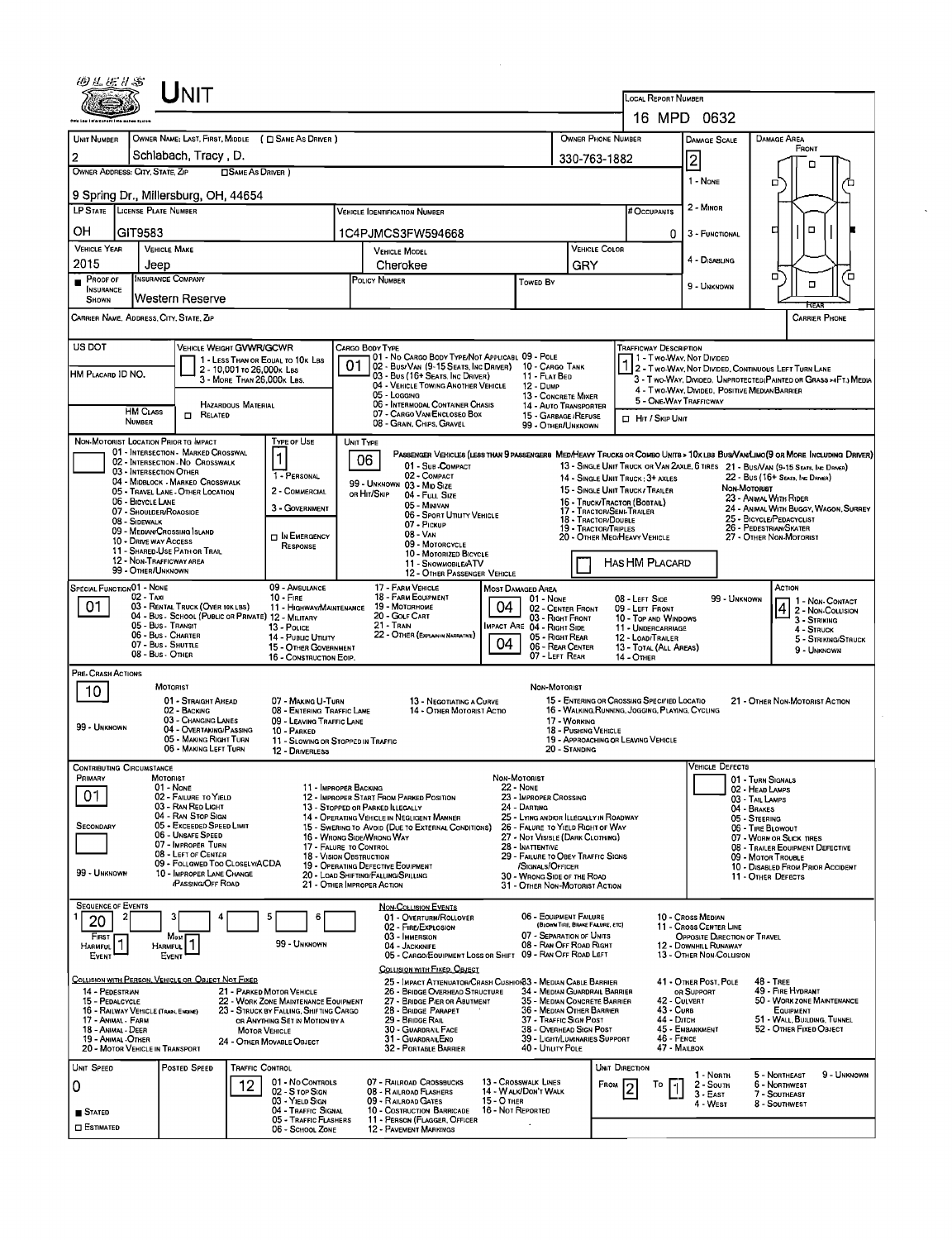# UNIT

**LOCAL REPORT NUMBER:** 16 MPD 0632

| UNIT NUMBER | OWNER NAME: LAST, FIRST, MIDDLE ( ☐ SAME AS DRIVER ) | OWNER PHONE NUMBER | DAMAGE SCALE | DAMAGE AREA |
|---|---|---|---|---|
| 2 | Schlabach, Tracy, D. | 330-763-1882 | 2 | |

**OWNER ADDRESS: CITY, STATE, ZIP** ☐ SAME AS DRIVER )
9 Spring Dr., Millersburg, OH, 44654

DAMAGE SCALE: 1 - NONE, 2 - MINOR, 3 - FUNCTIONAL, 4 - DISABLING, 9 - UNKNOWN

| LP STATE | LICENSE PLATE NUMBER | VEHICLE IDENTIFICATION NUMBER | # OCCUPANTS |
|---|---|---|---|
| OH | GIT9583 | 1C4PJMCS3FW594668 | 0 |

| VEHICLE YEAR | VEHICLE MAKE | VEHICLE MODEL | VEHICLE COLOR |
|---|---|---|---|
| 2015 | Jeep | Cherokee | GRY |

| PROOF OF INSURANCE SHOWN | INSURANCE COMPANY | POLICY NUMBER | TOWED BY |
|---|---|---|---|
| ■ | Western Reserve | | |

CARRIER NAME, ADDRESS, CITY, STATE, ZIP | CARRIER PHONE

US DOT | VEHICLE WEIGHT GVWR/GCWR: 1 - LESS THAN OR EQUAL TO 10K LBS; 2 - 10,001 TO 26,000K LBS; 3 - MORE THAN 26,000K LBS.

HM PLACARD ID NO. | HM CLASS NUMBER | HAZARDOUS MATERIAL ☐ RELATED

CARGO BODY TYPE: 01
01 - NO CARGO BODY TYPE/NOT APPLICABL; 02 - BUS/VAN (9-15 SEATS, INC DRIVER); 03 - BUS (16+ SEATS, INC DRIVER); 04 - VEHICLE TOWING ANOTHER VEHICLE; 05 - LOGGING; 06 - INTERMODAL CONTAINER CHASIS; 07 - CARGO VAN/ENCLOSED BOX; 08 - GRAIN, CHIPS, GRAVEL; 09 - POLE; 10 - CARGO TANK; 11 - FLAT BED; 12 - DUMP; 13 - CONCRETE MIXER; 14 - AUTO TRANSPORTER; 15 - GARBAGE /REFUSE; 99 - OTHER/UNKNOWN

TRAFFICWAY DESCRIPTION: 1
1 - TWO-WAY, NOT DIVIDED; 2 - TWO-WAY, NOT DIVIDED, CONTINUOUS LEFT TURN LANE; 3 - TWO-WAY, DIVIDED, UNPROTECTED(PAINTED OR GRASS >4FT.) MEDIA; 4 - TWO-WAY, DIVIDED, POSITIVE MEDIAN BARRIER; 5 - ONE-WAY TRAFFICWAY
☐ HIT / SKIP UNIT

NON-MOTORIST LOCATION PRIOR TO IMPACT: 01 - INTERSECTION - MARKED CROSSWAL; 02 - INTERSECTION - NO CROSSWALK; 03 - INTERSECTION OTHER; 04 - MIDBLOCK - MARKED CROSSWALK; 05 - TRAVEL LANE - OTHER LOCATION; 06 - BICYCLE LANE; 07 - SHOULDER/ROADSIDE; 08 - SIDEWALK; 09 - MEDIAN/CROSSING ISLAND; 10 - DRIVE WAY ACCESS; 11 - SHARED-USE PATH OR TRAIL; 12 - NON-TRAFFICWAY AREA; 99 - OTHER/UNKNOWN

TYPE OF USE: 1 — 1 - PERSONAL; 2 - COMMERCIAL; 3 - GOVERNMENT; ☐ IN EMERGENCY RESPONSE

UNIT TYPE: 06
PASSENGER VEHICLES (LESS THAN 9 PASSENGERS): 01 - SUB-COMPACT; 02 - COMPACT; 99 - UNKNOWN 03 - MID SIZE OR HIT/SKIP; 04 - FULL SIZE; 05 - MINIVAN; 06 - SPORT UTILITY VEHICLE; 07 - PICKUP; 08 - VAN; 09 - MOTORCYCLE; 10 - MOTORIZED BICYCLE; 11 - SNOWMOBILE/ATV; 12 - OTHER PASSENGER VEHICLE
MED/HEAVY TRUCKS OR COMBO UNITS > 10K LBS: 13 - SINGLE UNIT TRUCK OR VAN 2AXLE, 6 TIRES; 14 - SINGLE UNIT TRUCK: 3+ AXLES; 15 - SINGLE UNIT TRUCK / TRAILER; 16 - TRUCK/TRACTOR (BOBTAIL); 17 - TRACTOR/SEMI-TRAILER; 18 - TRACTOR/DOUBLE; 19 - TRACTOR/TRIPLES; 20 - OTHER MED/HEAVY VEHICLE
BUS/VAN/LIMO(9 OR MORE INCLUDING DRIVER): 21 - BUS/VAN (9-15 SEATS, INC DRIVER); 22 - BUS (16+ SEATS, INC DRIVER)
NON-MOTORIST: 23 - ANIMAL WITH RIDER; 24 - ANIMAL WITH BUGGY, WAGON, SURREY; 25 - BICYCLE/PEDACYCLIST; 26 - PEDESTRIAN/SKATER; 27 - OTHER NON-MOTORIST
☐ HAS HM PLACARD

SPECIAL FUNCTION: 01
01 - NONE; 02 - TAXI; 03 - RENTAL TRUCK (OVER 10K LBS); 04 - BUS - SCHOOL (PUBLIC OR PRIVATE); 05 - BUS - TRANSIT; 06 - BUS - CHARTER; 07 - BUS - SHUTTLE; 08 - BUS - OTHER; 09 - AMBULANCE; 10 - FIRE; 11 - HIGHWAY/MAINTENANCE; 12 - MILITARY; 13 - POLICE; 14 - PUBLIC UTILITY; 15 - OTHER GOVERNMENT; 16 - CONSTRUCTION EQIP.; 17 - FARM VEHICLE; 18 - FARM EQUIPMENT; 19 - MOTORHOME; 20 - GOLF CART; 21 - TRAIN; 22 - OTHER (EXPLAIN IN NARRATIVE)

MOST DAMAGED AREA: 04 | IMPACT ARE: 04
01 - NONE; 02 - CENTER FRONT; 03 - RIGHT FRONT; 04 - RIGHT SIDE; 05 - RIGHT REAR; 06 - REAR CENTER; 07 - LEFT REAR; 08 - LEFT SIDE; 09 - LEFT FRONT; 10 - TOP AND WINDOWS; 11 - UNDERCARRIAGE; 12 - LOAD/TRAILER; 13 - TOTAL (ALL AREAS); 14 - OTHER; 99 - UNKNOWN

ACTION: 4
1 - NON-CONTACT; 2 - NON-COLLISION; 3 - STRIKING; 4 - STRUCK; 5 - STRIKING/STRUCK; 9 - UNKNOWN

PRE-CRASH ACTIONS: 10
MOTORIST: 01 - STRAIGHT AHEAD; 02 - BACKING; 03 - CHANGING LANES; 04 - OVERTAKING/PASSING; 05 - MAKING RIGHT TURN; 06 - MAKING LEFT TURN; 07 - MAKING U-TURN; 08 - ENTERING TRAFFIC LANE; 09 - LEAVING TRAFFIC LANE; 10 - PARKED; 11 - SLOWING OR STOPPED IN TRAFFIC; 12 - DRIVERLESS; 13 - NEGOTIATING A CURVE; 14 - OTHER MOTORIST ACTIO; 99 - UNKNOWN
NON-MOTORIST: 15 - ENTERING OR CROSSING SPECIFIED LOCATIO; 16 - WALKING, RUNNING, JOGGING, PLAYING, CYCLING; 17 - WORKING; 18 - PUSHING VEHICLE; 19 - APPROACHING OR LEAVING VEHICLE; 20 - STANDING; 21 - OTHER NON-MOTORIST ACTION

CONTRIBUTING CIRCUMSTANCE: PRIMARY: 01 | SECONDARY: (blank) | 99 - UNKNOWN
MOTORIST: 01 - NONE; 02 - FAILURE TO YIELD; 03 - RAN RED LIGHT; 04 - RAN STOP SIGN; 05 - EXCEEDED SPEED LIMIT; 06 - UNSAFE SPEED; 07 - IMPROPER TURN; 08 - LEFT OF CENTER; 09 - FOLLOWED TOO CLOSELY/ACDA; 10 - IMPROPER LANE CHANGE /PASSING/OFF ROAD; 11 - IMPROPER BACKING; 12 - IMPROPER START FROM PARKED POSITION; 13 - STOPPED OR PARKED ILLEGALLY; 14 - OPERATING VEHICLE IN NEGLIGENT MANNER; 15 - SWERING TO AVOID (DUE TO EXTERNAL CONDITIONS); 16 - WRONG SIDE/WRONG WAY; 17 - FAILURE TO CONTROL; 18 - VISION OBSTRUCTION; 19 - OPERATING DEFECTIVE EQUIPMENT; 20 - LOAD SHIFTING/FALLING/SPILLING; 21 - OTHER IMPROPER ACTION
NON-MOTORIST: 22 - NONE; 23 - IMPROPER CROSSING; 24 - DARTING; 25 - LYING AND/OR ILLEGALLY IN ROADWAY; 26 - FALURE TO YIELD RIGHT OF WAY; 27 - NOT VISIBLE (DARK CLOTHING); 28 - INATTENTIVE; 29 - FAILURE TO OBEY TRAFFIC SIGNS /SIGNALS/OFFICER; 30 - WRONG SIDE OF THE ROAD; 31 - OTHER NON-MOTORIST ACTION
VEHICLE DEFECTS: 01 - TURN SIGNALS; 02 - HEAD LAMPS; 03 - TAIL LAMPS; 04 - BRAKES; 05 - STEERING; 06 - TIRE BLOWOUT; 07 - WORN OR SLICK TIRES; 08 - TRAILER EQUIPMENT DEFECTIVE; 09 - MOTOR TROUBLE; 10 - DISABLED FROM PRIOR ACCIDENT; 11 - OTHER DEFECTS

SEQUENCE OF EVENTS: 1: 20 | FIRST HARMFUL EVENT: 1 | MOST HARMFUL EVENT: 1 | 99 - UNKNOWN
NON-COLLISION EVENTS: 01 - OVERTURN/ROLLOVER; 02 - FIRE/EXPLOSION; 03 - IMMERSION; 04 - JACKKNIFE; 05 - CARGO/EQUIPMENT LOSS OR SHIFT; 06 - EQUIPMENT FAILURE (BLOWN TIRE, BRAKE FAILURE, ETC); 07 - SEPARATION OF UNITS; 08 - RAN OFF ROAD RIGHT; 09 - RAN OFF ROAD LEFT; 10 - CROSS MEDIAN; 11 - CROSS CENTER LINE OPPOSITE DIRECTION OF TRAVEL; 12 - DOWNHILL RUNAWAY; 13 - OTHER NON-COLLISION
COLLISION WITH PERSON, VEHICLE OR OBJECT NOT FIXED: 14 - PEDESTRIAN; 15 - PEDALCYCLE; 16 - RAILWAY VEHICLE (TRAIN, ENGINE); 17 - ANIMAL - FARM; 18 - ANIMAL - DEER; 19 - ANIMAL - OTHER; 20 - MOTOR VEHICLE IN TRANSPORT; 21 - PARKED MOTOR VEHICLE; 22 - WORK ZONE MAINTENANCE EQUIPMENT; 23 - STRUCK BY FALLING, SHIFTING CARGO OR ANYTHING SET IN MOTION BY A MOTOR VEHICLE; 24 - OTHER MOVABLE OBJECT
COLLISION WITH FIXED, OBJECT: 25 - IMPACT ATTENUATOR/CRASH CUSHION; 26 - BRIDGE OVERHEAD STRUCTURE; 27 - BRIDGE PIER OR ABUTMENT; 28 - BRIDGE PARAPET; 29 - BRIDGE RAIL; 30 - GUARDRAIL FACE; 31 - GUARDRAIL END; 32 - PORTABLE BARRIER; 33 - MEDIAN CABLE BARRIER; 34 - MEDIAN GUARDRAIL BARRIER; 35 - MEDIAN CONCRETE BARRIER; 36 - MEDIAN OTHER BARRIER; 37 - TRAFFIC SIGN POST; 38 - OVERHEAD SIGN POST; 39 - LIGHT/LUMINARIES SUPPORT; 40 - UTILITY POLE; 41 - OTHER POST, POLE OR SUPPORT; 42 - CULVERT; 43 - CURB; 44 - DITCH; 45 - EMBANKMENT; 46 - FENCE; 47 - MAILBOX; 48 - TREE; 49 - FIRE HYDRANT; 50 - WORK ZONE MAINTENANCE EQUIPMENT; 51 - WALL, BUILDING, TUNNEL; 52 - OTHER FIXED OBJECT

| UNIT SPEED | POSTED SPEED | TRAFFIC CONTROL | UNIT DIRECTION |
|---|---|---|---|
| 0 | | 12 | FROM 2 TO 1 |

■ STATED ☐ ESTIMATED

TRAFFIC CONTROL: 01 - NO CONTROLS; 02 - STOP SIGN; 03 - YIELD SIGN; 04 - TRAFFIC SIGNAL; 05 - TRAFFIC FLASHERS; 06 - SCHOOL ZONE; 07 - RAILROAD CROSSBUCKS; 08 - RAILROAD FLASHERS; 09 - RAILROAD GATES; 10 - COSTRUCTION BARRICADE; 11 - PERSON (FLAGGER, OFFICER; 12 - PAVEMENT MARKINGS; 13 - CROSSWALK LINES; 14 - WALK/DON'T WALK; 15 - OTHER; 16 - NOT REPORTED

UNIT DIRECTION: 1 - NORTH; 2 - SOUTH; 3 - EAST; 4 - WEST; 5 - NORTHEAST; 6 - NORTHWEST; 7 - SOUTHEAST; 8 - SOUTHWEST; 9 - UNKNOWN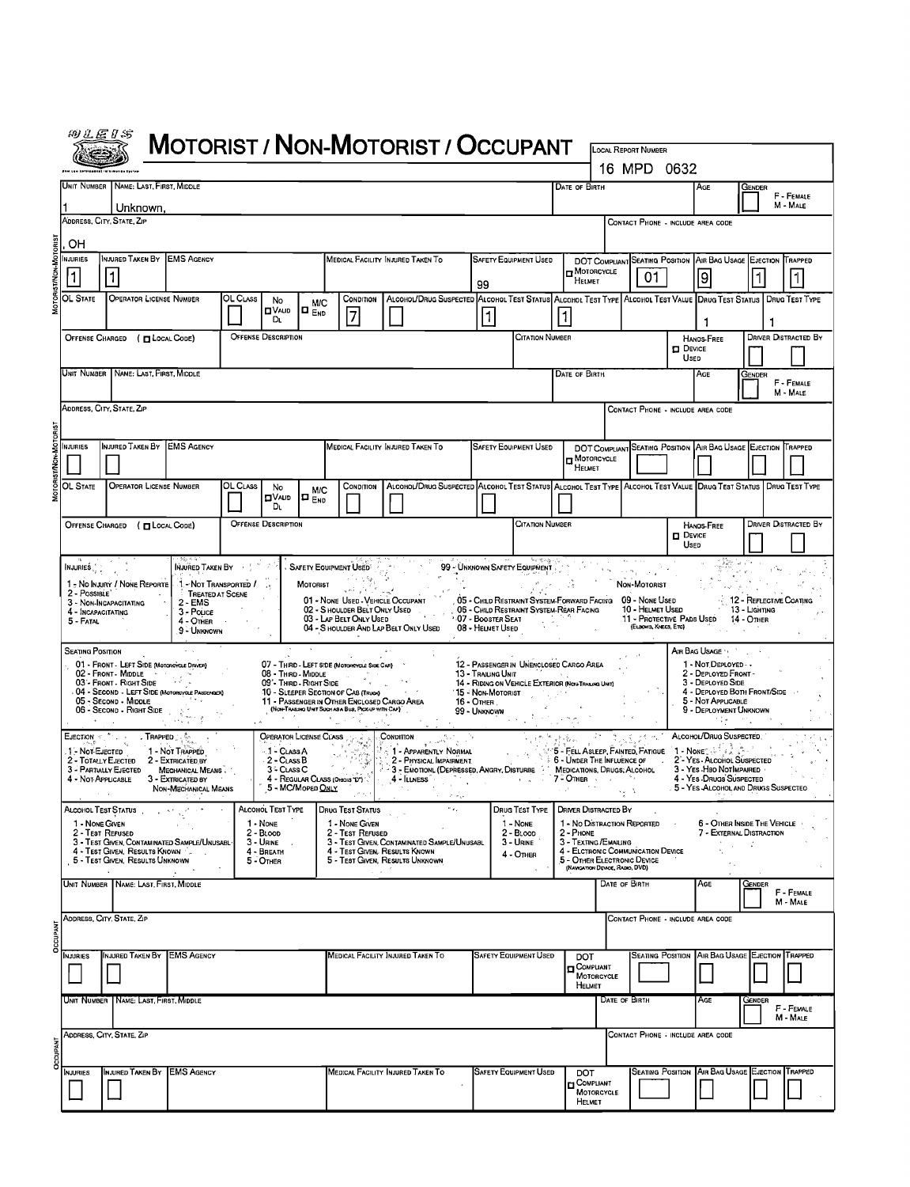# MOTORIST / NON-MOTORIST / OCCUPANT

LOCAL REPORT NUMBER: 16 MPD 0632

## MOTORIST/NON-MOTORIST

| UNIT NUMBER | NAME: LAST, FIRST, MIDDLE | DATE OF BIRTH | AGE | GENDER (F - FEMALE, M - MALE) |
|---|---|---|---|---|
| 1 | Unknown, | | | |

ADDRESS, CITY, STATE, ZIP: , OH

CONTACT PHONE - INCLUDE AREA CODE:

| INJURIES | INJURED TAKEN BY | EMS AGENCY | MEDICAL FACILITY INJURED TAKEN TO | SAFETY EQUIPMENT USED | DOT COMPLIANT MOTORCYCLE HELMET | SEATING POSITION | AIR BAG USAGE | EJECTION | TRAPPED |
|---|---|---|---|---|---|---|---|---|---|
| 1 | 1 | | | 99 | | 01 | 9 | 1 | 1 |

| OL STATE | OPERATOR LICENSE NUMBER | OL CLASS | NO VALID DL | M/C END | CONDITION | ALCOHOL/DRUG SUSPECTED | ALCOHOL TEST STATUS | ALCOHOL TEST TYPE | ALCOHOL TEST VALUE | DRUG TEST STATUS | DRUG TEST TYPE |
|---|---|---|---|---|---|---|---|---|---|---|---|
| | | | | | 7 | | 1 | 1 | | 1 | 1 |

| OFFENSE CHARGED (LOCAL CODE) | OFFENSE DESCRIPTION | CITATION NUMBER | HANDS-FREE DEVICE USED | DRIVER DISTRACTED BY |
|---|---|---|---|---|
| | | | | |

## MOTORIST/NON-MOTORIST

| UNIT NUMBER | NAME: LAST, FIRST, MIDDLE | DATE OF BIRTH | AGE | GENDER (F - FEMALE, M - MALE) |
|---|---|---|---|---|
| | | | | |

ADDRESS, CITY, STATE, ZIP:

CONTACT PHONE - INCLUDE AREA CODE:

| INJURIES | INJURED TAKEN BY | EMS AGENCY | MEDICAL FACILITY INJURED TAKEN TO | SAFETY EQUIPMENT USED | DOT COMPLIANT MOTORCYCLE HELMET | SEATING POSITION | AIR BAG USAGE | EJECTION | TRAPPED |
|---|---|---|---|---|---|---|---|---|---|
| | | | | | | | | | |

| OL STATE | OPERATOR LICENSE NUMBER | OL CLASS | NO VALID DL | M/C END | CONDITION | ALCOHOL/DRUG SUSPECTED | ALCOHOL TEST STATUS | ALCOHOL TEST TYPE | ALCOHOL TEST VALUE | DRUG TEST STATUS | DRUG TEST TYPE |
|---|---|---|---|---|---|---|---|---|---|---|---|
| | | | | | | | | | | | |

| OFFENSE CHARGED (LOCAL CODE) | OFFENSE DESCRIPTION | CITATION NUMBER | HANDS-FREE DEVICE USED | DRIVER DISTRACTED BY |
|---|---|---|---|---|
| | | | | |

## Codes

**INJURIES**
1 - NO INJURY / NONE REPORTED
2 - POSSIBLE
3 - NON-INCAPACITATING
4 - INCAPACITATING
5 - FATAL

**INJURED TAKEN BY**
1 - NOT TRANSPORTED / TREATED AT SCENE
2 - EMS
3 - POLICE
4 - OTHER
9 - UNKNOWN

**SAFETY EQUIPMENT USED**
99 - UNKNOWN SAFETY EQUIPMENT

MOTORIST
01 - NONE USED - VEHICLE OCCUPANT
02 - SHOULDER BELT ONLY USED
03 - LAP BELT ONLY USED
04 - SHOULDER AND LAP BELT ONLY USED
05 - CHILD RESTRAINT SYSTEM-FORWARD FACING
06 - CHILD RESTRAINT SYSTEM-REAR FACING
07 - BOOSTER SEAT
08 - HELMET USED

NON-MOTORIST
09 - NONE USED
10 - HELMET USED
11 - PROTECTIVE PADS USED (ELBOWS, KNEES, ETC)
12 - REFLECTIVE COATING
13 - LIGHTING
14 - OTHER

**SEATING POSITION**
01 - FRONT - LEFT SIDE (MOTORCYCLE DRIVER)
02 - FRONT - MIDDLE
03 - FRONT - RIGHT SIDE
04 - SECOND - LEFT SIDE (MOTORCYCLE PASSENGER)
05 - SECOND - MIDDLE
06 - SECOND - RIGHT SIDE
07 - THIRD - LEFT SIDE (MOTORCYCLE SIDE CAR)
08 - THIRD - MIDDLE
09 - THIRD - RIGHT SIDE
10 - SLEEPER SECTION OF CAB (TRUCK)
11 - PASSENGER IN OTHER ENCLOSED CARGO AREA (NON-TRAILING UNIT SUCH AS A BUS, PICK-UP WITH CAP)
12 - PASSENGER IN UNENCLOSED CARGO AREA
13 - TRAILING UNIT
14 - RIDING ON VEHICLE EXTERIOR (NON-TRAILING UNIT)
15 - NON-MOTORIST
16 - OTHER
99 - UNKNOWN

**AIR BAG USAGE**
1 - NOT DEPLOYED
2 - DEPLOYED FRONT
3 - DEPLOYED SIDE
4 - DEPLOYED BOTH FRONT/SIDE
5 - NOT APPLICABLE
9 - DEPLOYMENT UNKNOWN

**EJECTION**
1 - NOT EJECTED
2 - TOTALLY EJECTED
3 - PARTIALLY EJECTED
4 - NOT APPLICABLE

**TRAPPED**
1 - NOT TRAPPED
2 - EXTRICATED BY MECHANICAL MEANS
3 - EXTRICATED BY NON-MECHANICAL MEANS

**OPERATOR LICENSE CLASS**
1 - CLASS A
2 - CLASS B
3 - CLASS C
4 - REGULAR CLASS (OHIO'S "D")
5 - M/C MOPED ONLY

**CONDITION**
1 - APPARENTLY NORMAL
2 - PHYSICAL IMPAIRMENT
3 - EMOTIONL (DEPRESSED, ANGRY, DISTURBE)
4 - ILLNESS
5 - FELL ASLEEP, FAINTED, FATIGUE
6 - UNDER THE INFLUENCE OF MEDICATIONS, DRUGS, ALCOHOL
7 - OTHER

**ALCOHOL/DRUG SUSPECTED**
1 - NONE
2 - YES - ALCOHOL SUSPECTED
3 - YES - HBD NOT IMPAIRED
4 - YES - DRUGS SUSPECTED
5 - YES - ALCOHOL AND DRUGS SUSPECTED

**ALCOHOL TEST STATUS**
1 - NONE GIVEN
2 - TEST REFUSED
3 - TEST GIVEN, CONTAMINATED SAMPLE/UNUSABL
4 - TEST GIVEN, RESULTS KNOWN
5 - TEST GIVEN, RESULTS UNKNOWN

**ALCOHOL TEST TYPE**
1 - NONE
2 - BLOOD
3 - URINE
4 - BREATH
5 - OTHER

**DRUG TEST STATUS**
1 - NONE GIVEN
2 - TEST REFUSED
3 - TEST GIVEN, CONTAMINATED SAMPLE/UNUSABL
4 - TEST GIVEN, RESULTS KNOWN
5 - TEST GIVEN, RESULTS UNKNOWN

**DRUG TEST TYPE**
1 - NONE
2 - BLOOD
3 - URINE
4 - OTHER

**DRIVER DISTRACTED BY**
1 - NO DISTRACTION REPORTED
2 - PHONE
3 - TEXTING / EMAILING
4 - ELCTRONIC COMMUNICATION DEVICE
5 - OTHER ELECTRONIC DEVICE (NAVIGATION DEVICE, RADIO, DVD)
6 - OTHER INSIDE THE VEHICLE
7 - EXTERNAL DISTRACTION

## OCCUPANT

| UNIT NUMBER | NAME: LAST, FIRST, MIDDLE | DATE OF BIRTH | AGE | GENDER (F - FEMALE, M - MALE) |
|---|---|---|---|---|
| | | | | |

ADDRESS, CITY, STATE, ZIP:

CONTACT PHONE - INCLUDE AREA CODE:

| INJURIES | INJURED TAKEN BY | EMS AGENCY | MEDICAL FACILITY INJURED TAKEN TO | SAFETY EQUIPMENT USED | DOT COMPLIANT MOTORCYCLE HELMET | SEATING POSITION | AIR BAG USAGE | EJECTION | TRAPPED |
|---|---|---|---|---|---|---|---|---|---|
| | | | | | | | | | |

## OCCUPANT

| UNIT NUMBER | NAME: LAST, FIRST, MIDDLE | DATE OF BIRTH | AGE | GENDER (F - FEMALE, M - MALE) |
|---|---|---|---|---|
| | | | | |

ADDRESS, CITY, STATE, ZIP:

CONTACT PHONE - INCLUDE AREA CODE:

| INJURIES | INJURED TAKEN BY | EMS AGENCY | MEDICAL FACILITY INJURED TAKEN TO | SAFETY EQUIPMENT USED | DOT COMPLIANT MOTORCYCLE HELMET | SEATING POSITION | AIR BAG USAGE | EJECTION | TRAPPED |
|---|---|---|---|---|---|---|---|---|---|
| | | | | | | | | | |